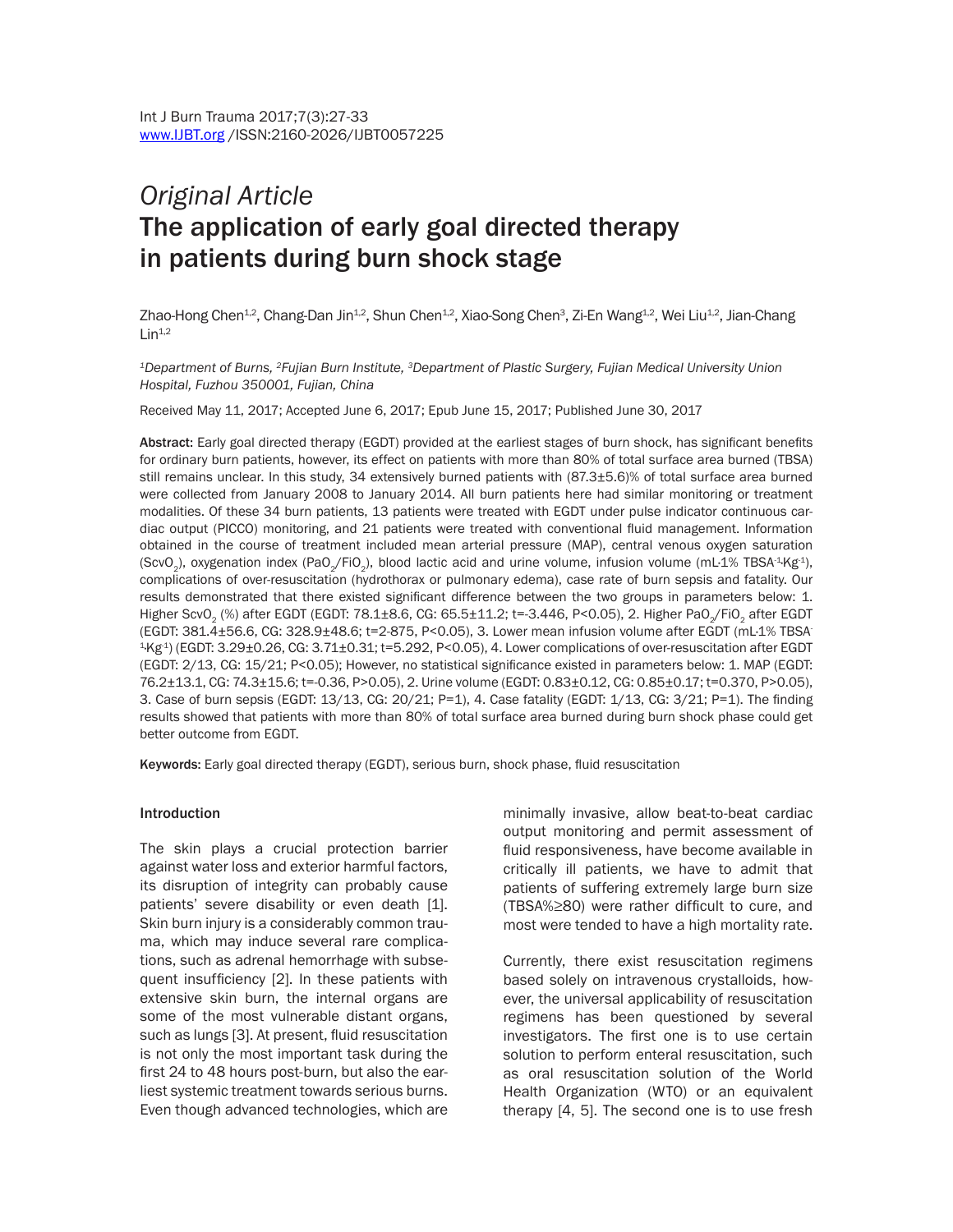*Original Article*

# The application of early goal directed therapy in patients during burn shock stage

Zhao-Hong Chen[1,2], Chang-Dan Jin[1,2], Shun Chen[1,2], Xiao-Song Chen[3], Zi-En Wang[1,2], Wei Liu[1,2], Jian-Chang Lin[1,2]

*[1]Department of Burns, [2]Fujian Burn Institute, [3]Department of Plastic Surgery, Fujian Medical University Union Hospital, Fuzhou 350001, Fujian, China*

Received May 11, 2017; Accepted June 6, 2017; Epub June 15, 2017; Published June 30, 2017

**Abstract:** Early goal directed therapy (EGDT) provided at the earliest stages of burn shock, has significant benefits for ordinary burn patients, however, its effect on patients with more than 80% of total surface area burned (TBSA) still remains unclear. In this study, 34 extensively burned patients with (87.3±5.6)% of total surface area burned were collected from January 2008 to January 2014. All burn patients here had similar monitoring or treatment modalities. Of these 34 burn patients, 13 patients were treated with EGDT under pulse indicator continuous cardiac output (PICCO) monitoring, and 21 patients were treated with conventional fluid management. Information obtained in the course of treatment included mean arterial pressure (MAP), central venous oxygen saturation ($ScvO_2$), oxygenation index ($PaO_2/FiO_2$), blood lactic acid and urine volume, infusion volume (mL·1% $TBSA^{-1}$·$Kg^{-1}$), complications of over-resuscitation (hydrothorax or pulmonary edema), case rate of burn sepsis and fatality. Our results demonstrated that there existed significant difference between the two groups in parameters below: 1. Higher $ScvO_2$ (%) after EGDT (EGDT: 78.1±8.6, CG: 65.5±11.2; t=-3.446, P<0.05), 2. Higher $PaO_2/FiO_2$ after EGDT (EGDT: 381.4±56.6, CG: 328.9±48.6; t=2-875, P<0.05), 3. Lower mean infusion volume after EGDT (mL·1% $TBSA^{-1}$·$Kg^{-1}$) (EGDT: 3.29±0.26, CG: 3.71±0.31; t=5.292, P<0.05), 4. Lower complications of over-resuscitation after EGDT (EGDT: 2/13, CG: 15/21; P<0.05); However, no statistical significance existed in parameters below: 1. MAP (EGDT: 76.2±13.1, CG: 74.3±15.6; t=-0.36, P>0.05), 2. Urine volume (EGDT: 0.83±0.12, CG: 0.85±0.17; t=0.370, P>0.05), 3. Case of burn sepsis (EGDT: 13/13, CG: 20/21; P=1), 4. Case fatality (EGDT: 1/13, CG: 3/21; P=1). The finding results showed that patients with more than 80% of total surface area burned during burn shock phase could get better outcome from EGDT.

**Keywords:** Early goal directed therapy (EGDT), serious burn, shock phase, fluid resuscitation

## Introduction

The skin plays a crucial protection barrier against water loss and exterior harmful factors, its disruption of integrity can probably cause patients' severe disability or even death [1]. Skin burn injury is a considerably common trauma, which may induce several rare complications, such as adrenal hemorrhage with subsequent insufficiency [2]. In these patients with extensive skin burn, the internal organs are some of the most vulnerable distant organs, such as lungs [3]. At present, fluid resuscitation is not only the most important task during the first 24 to 48 hours post-burn, but also the earliest systemic treatment towards serious burns. Even though advanced technologies, which are minimally invasive, allow beat-to-beat cardiac output monitoring and permit assessment of fluid responsiveness, have become available in critically ill patients, we have to admit that patients of suffering extremely large burn size (TBSA%≥80) were rather difficult to cure, and most were tended to have a high mortality rate.

Currently, there exist resuscitation regimens based solely on intravenous crystalloids, however, the universal applicability of resuscitation regimens has been questioned by several investigators. The first one is to use certain solution to perform enteral resuscitation, such as oral resuscitation solution of the World Health Organization (WTO) or an equivalent therapy [4, 5]. The second one is to use fresh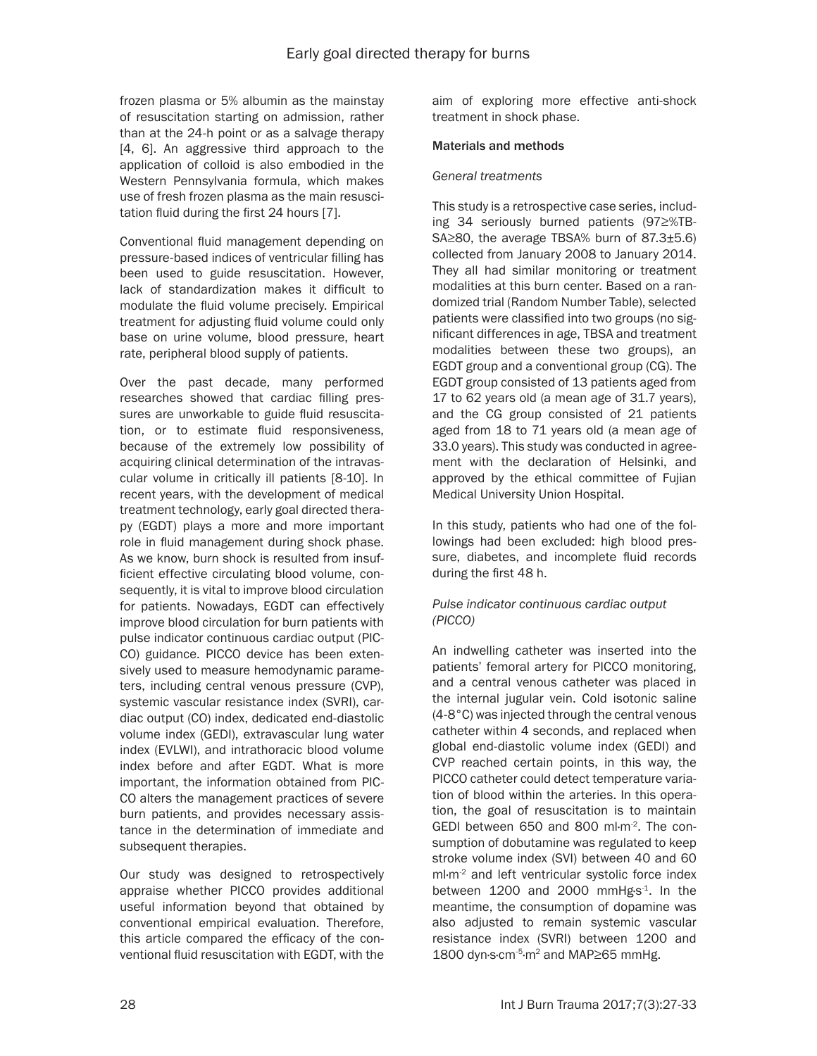frozen plasma or 5% albumin as the mainstay of resuscitation starting on admission, rather than at the 24-h point or as a salvage therapy [4, 6]. An aggressive third approach to the application of colloid is also embodied in the Western Pennsylvania formula, which makes use of fresh frozen plasma as the main resuscitation fluid during the first 24 hours [7].

Conventional fluid management depending on pressure-based indices of ventricular filling has been used to guide resuscitation. However, lack of standardization makes it difficult to modulate the fluid volume precisely. Empirical treatment for adjusting fluid volume could only base on urine volume, blood pressure, heart rate, peripheral blood supply of patients.

Over the past decade, many performed researches showed that cardiac filling pressures are unworkable to guide fluid resuscitation, or to estimate fluid responsiveness, because of the extremely low possibility of acquiring clinical determination of the intravascular volume in critically ill patients [8-10]. In recent years, with the development of medical treatment technology, early goal directed therapy (EGDT) plays a more and more important role in fluid management during shock phase. As we know, burn shock is resulted from insufficient effective circulating blood volume, consequently, it is vital to improve blood circulation for patients. Nowadays, EGDT can effectively improve blood circulation for burn patients with pulse indicator continuous cardiac output (PICCO) guidance. PICCO device has been extensively used to measure hemodynamic parameters, including central venous pressure (CVP), systemic vascular resistance index (SVRI), cardiac output (CO) index, dedicated end-diastolic volume index (GEDI), extravascular lung water index (EVLWI), and intrathoracic blood volume index before and after EGDT. What is more important, the information obtained from PICCO alters the management practices of severe burn patients, and provides necessary assistance in the determination of immediate and subsequent therapies.

Our study was designed to retrospectively appraise whether PICCO provides additional useful information beyond that obtained by conventional empirical evaluation. Therefore, this article compared the efficacy of the conventional fluid resuscitation with EGDT, with the aim of exploring more effective anti-shock treatment in shock phase.

## Materials and methods

### *General treatments*

This study is a retrospective case series, including 34 seriously burned patients (97≥%TBSA≥80, the average TBSA% burn of 87.3±5.6) collected from January 2008 to January 2014. They all had similar monitoring or treatment modalities at this burn center. Based on a randomized trial (Random Number Table), selected patients were classified into two groups (no significant differences in age, TBSA and treatment modalities between these two groups), an EGDT group and a conventional group (CG). The EGDT group consisted of 13 patients aged from 17 to 62 years old (a mean age of 31.7 years), and the CG group consisted of 21 patients aged from 18 to 71 years old (a mean age of 33.0 years). This study was conducted in agreement with the declaration of Helsinki, and approved by the ethical committee of Fujian Medical University Union Hospital.

In this study, patients who had one of the followings had been excluded: high blood pressure, diabetes, and incomplete fluid records during the first 48 h.

### *Pulse indicator continuous cardiac output (PICCO)*

An indwelling catheter was inserted into the patients' femoral artery for PICCO monitoring, and a central venous catheter was placed in the internal jugular vein. Cold isotonic saline (4-8°C) was injected through the central venous catheter within 4 seconds, and replaced when global end-diastolic volume index (GEDI) and CVP reached certain points, in this way, the PICCO catheter could detect temperature variation of blood within the arteries. In this operation, the goal of resuscitation is to maintain GEDI between 650 and 800 ml·m$^{-2}$. The consumption of dobutamine was regulated to keep stroke volume index (SVI) between 40 and 60 ml·m$^{-2}$ and left ventricular systolic force index between 1200 and 2000 mmHg·s$^{-1}$. In the meantime, the consumption of dopamine was also adjusted to remain systemic vascular resistance index (SVRI) between 1200 and 1800 dyn·s·cm$^{-5}$·m$^{2}$ and MAP≥65 mmHg.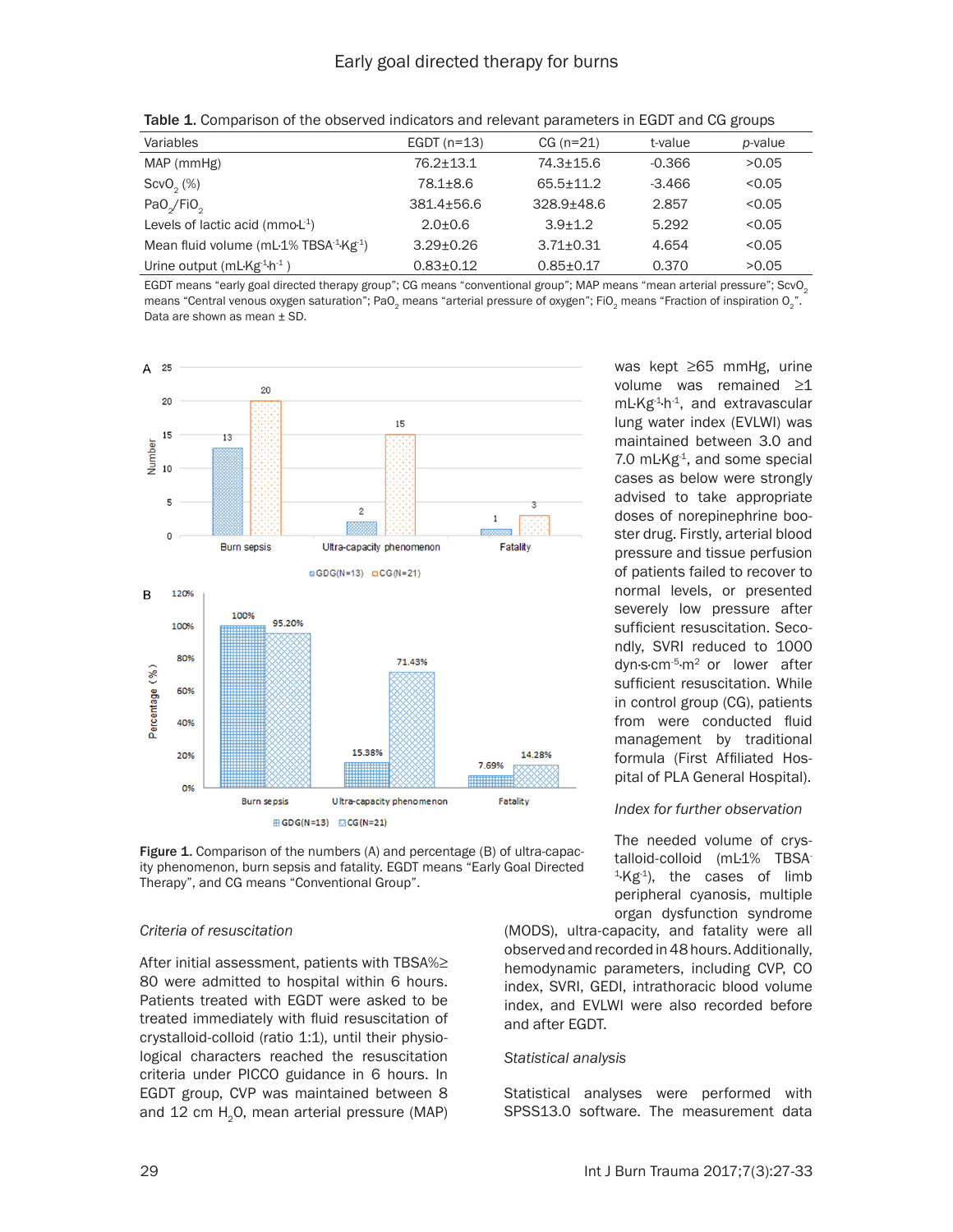**Table 1.** Comparison of the observed indicators and relevant parameters in EGDT and CG groups

| Variables | EGDT (n=13) | CG (n=21) | t-value | *p*-value |
|---|---|---|---|---|
| MAP (mmHg) | 76.2±13.1 | 74.3±15.6 | -0.366 | >0.05 |
| $ScvO_2$ (%) | 78.1±8.6 | 65.5±11.2 | -3.466 | <0.05 |
| $PaO_2/FiO_2$ | 381.4±56.6 | 328.9±48.6 | 2.857 | <0.05 |
| Levels of lactic acid ($mmo{\cdot}L^{-1}$) | 2.0±0.6 | 3.9±1.2 | 5.292 | <0.05 |
| Mean fluid volume ($mL{\cdot}1\%\ TBSA^{-1}{\cdot}Kg^{-1}$) | 3.29±0.26 | 3.71±0.31 | 4.654 | <0.05 |
| Urine output ($mL{\cdot}Kg^{-1}{\cdot}h^{-1}$) | 0.83±0.12 | 0.85±0.17 | 0.370 | >0.05 |

EGDT means "early goal directed therapy group"; CG means "conventional group"; MAP means "mean arterial pressure"; $ScvO_2$ means "Central venous oxygen saturation"; $PaO_2$ means "arterial pressure of oxygen"; $FiO_2$ means "Fraction of inspiration $O_2$". Data are shown as mean ± SD.

**Figure 1.** Comparison of the numbers (A) and percentage (B) of ultra-capacity phenomenon, burn sepsis and fatality. EGDT means "Early Goal Directed Therapy", and CG means "Conventional Group".

*Criteria of resuscitation*

After initial assessment, patients with TBSA%≥ 80 were admitted to hospital within 6 hours. Patients treated with EGDT were asked to be treated immediately with fluid resuscitation of crystalloid-colloid (ratio 1:1), until their physiological characters reached the resuscitation criteria under PICCO guidance in 6 hours. In EGDT group, CVP was maintained between 8 and 12 cm $H_2O$, mean arterial pressure (MAP) was kept ≥65 mmHg, urine volume was remained ≥1 $mL{\cdot}Kg^{-1}{\cdot}h^{-1}$, and extravascular lung water index (EVLWI) was maintained between 3.0 and 7.0 $mL{\cdot}Kg^{-1}$, and some special cases as below were strongly advised to take appropriate doses of norepinephrine booster drug. Firstly, arterial blood pressure and tissue perfusion of patients failed to recover to normal levels, or presented severely low pressure after sufficient resuscitation. Secondly, SVRI reduced to 1000 $dyn{\cdot}s{\cdot}cm^{-5}{\cdot}m^2$ or lower after sufficient resuscitation. While in control group (CG), patients from were conducted fluid management by traditional formula (First Affiliated Hospital of PLA General Hospital).

*Index for further observation*

The needed volume of crystalloid-colloid ($mL{\cdot}1\%\ TBSA^{-1}{\cdot}Kg^{-1}$), the cases of limb peripheral cyanosis, multiple organ dysfunction syndrome (MODS), ultra-capacity, and fatality were all observed and recorded in 48 hours. Additionally, hemodynamic parameters, including CVP, CO index, SVRI, GEDI, intrathoracic blood volume index, and EVLWI were also recorded before and after EGDT.

*Statistical analysis*

Statistical analyses were performed with SPSS13.0 software. The measurement data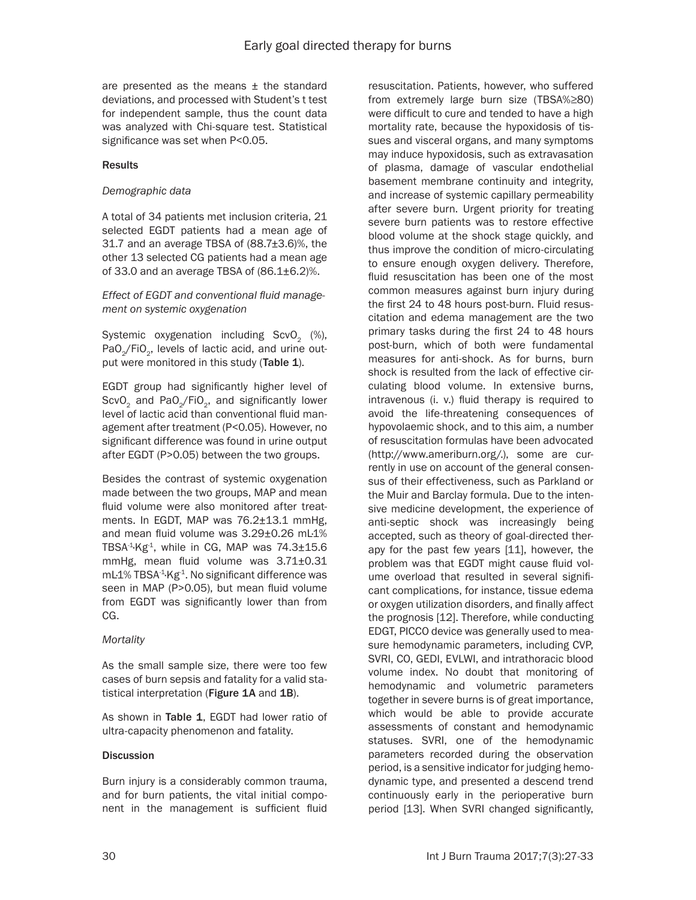are presented as the means ± the standard deviations, and processed with Student's t test for independent sample, thus the count data was analyzed with Chi-square test. Statistical significance was set when P<0.05.

## Results

### *Demographic data*

A total of 34 patients met inclusion criteria, 21 selected EGDT patients had a mean age of 31.7 and an average TBSA of (88.7±3.6)%, the other 13 selected CG patients had a mean age of 33.0 and an average TBSA of (86.1±6.2)%.

### *Effect of EGDT and conventional fluid management on systemic oxygenation*

Systemic oxygenation including $ScvO_2$ (%), $PaO_2/FiO_2$, levels of lactic acid, and urine output were monitored in this study (**Table 1**).

EGDT group had significantly higher level of $ScvO_2$ and $PaO_2/FiO_2$, and significantly lower level of lactic acid than conventional fluid management after treatment (P<0.05). However, no significant difference was found in urine output after EGDT (P>0.05) between the two groups.

Besides the contrast of systemic oxygenation made between the two groups, MAP and mean fluid volume were also monitored after treatments. In EGDT, MAP was 76.2±13.1 mmHg, and mean fluid volume was 3.29±0.26 mL·1% $TBSA^{-1}$·$Kg^{-1}$, while in CG, MAP was 74.3±15.6 mmHg, mean fluid volume was 3.71±0.31 mL·1% $TBSA^{-1}$·$Kg^{-1}$. No significant difference was seen in MAP (P>0.05), but mean fluid volume from EGDT was significantly lower than from CG.

### *Mortality*

As the small sample size, there were too few cases of burn sepsis and fatality for a valid statistical interpretation (**Figure 1A** and **1B**).

As shown in **Table 1**, EGDT had lower ratio of ultra-capacity phenomenon and fatality.

## Discussion

Burn injury is a considerably common trauma, and for burn patients, the vital initial component in the management is sufficient fluid resuscitation. Patients, however, who suffered from extremely large burn size (TBSA%≥80) were difficult to cure and tended to have a high mortality rate, because the hypoxidosis of tissues and visceral organs, and many symptoms may induce hypoxidosis, such as extravasation of plasma, damage of vascular endothelial basement membrane continuity and integrity, and increase of systemic capillary permeability after severe burn. Urgent priority for treating severe burn patients was to restore effective blood volume at the shock stage quickly, and thus improve the condition of micro-circulating to ensure enough oxygen delivery. Therefore, fluid resuscitation has been one of the most common measures against burn injury during the first 24 to 48 hours post-burn. Fluid resuscitation and edema management are the two primary tasks during the first 24 to 48 hours post-burn, which of both were fundamental measures for anti-shock. As for burns, burn shock is resulted from the lack of effective circulating blood volume. In extensive burns, intravenous (i. v.) fluid therapy is required to avoid the life-threatening consequences of hypovolaemic shock, and to this aim, a number of resuscitation formulas have been advocated (http://www.ameriburn.org/.), some are currently in use on account of the general consensus of their effectiveness, such as Parkland or the Muir and Barclay formula. Due to the intensive medicine development, the experience of anti-septic shock was increasingly being accepted, such as theory of goal-directed therapy for the past few years [11], however, the problem was that EGDT might cause fluid volume overload that resulted in several significant complications, for instance, tissue edema or oxygen utilization disorders, and finally affect the prognosis [12]. Therefore, while conducting EDGT, PICCO device was generally used to measure hemodynamic parameters, including CVP, SVRI, CO, GEDI, EVLWI, and intrathoracic blood volume index. No doubt that monitoring of hemodynamic and volumetric parameters together in severe burns is of great importance, which would be able to provide accurate assessments of constant and hemodynamic statuses. SVRI, one of the hemodynamic parameters recorded during the observation period, is a sensitive indicator for judging hemodynamic type, and presented a descend trend continuously early in the perioperative burn period [13]. When SVRI changed significantly,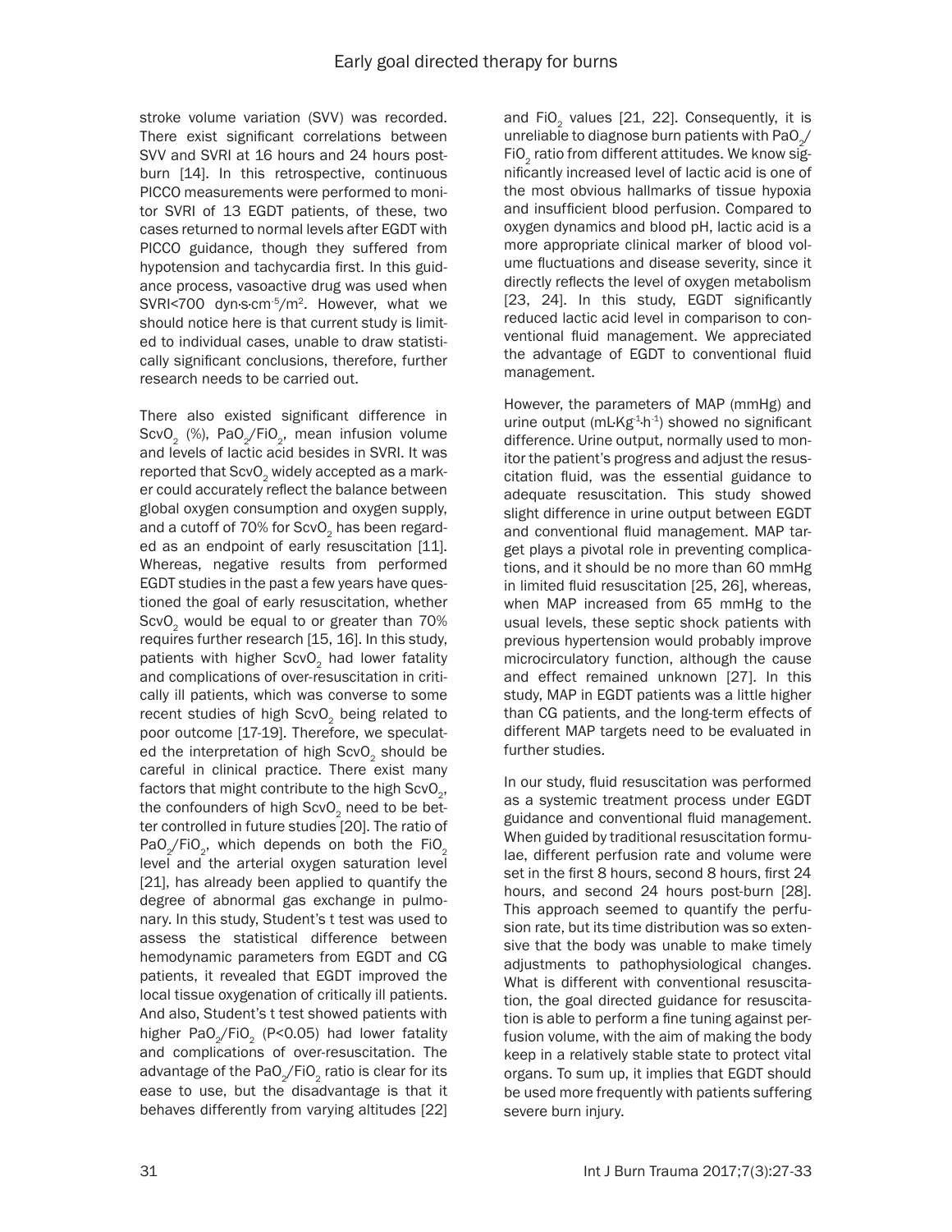stroke volume variation (SVV) was recorded. There exist significant correlations between SVV and SVRI at 16 hours and 24 hours post-burn [14]. In this retrospective, continuous PICCO measurements were performed to monitor SVRI of 13 EGDT patients, of these, two cases returned to normal levels after EGDT with PICCO guidance, though they suffered from hypotension and tachycardia first. In this guidance process, vasoactive drug was used when SVRI<700 dyn·s·cm$^{-5}$/m$^2$. However, what we should notice here is that current study is limited to individual cases, unable to draw statistically significant conclusions, therefore, further research needs to be carried out.

There also existed significant difference in $ScvO_2$ (%), $PaO_2/FiO_2$, mean infusion volume and levels of lactic acid besides in SVRI. It was reported that $ScvO_2$ widely accepted as a marker could accurately reflect the balance between global oxygen consumption and oxygen supply, and a cutoff of 70% for $ScvO_2$ has been regarded as an endpoint of early resuscitation [11]. Whereas, negative results from performed EGDT studies in the past a few years have questioned the goal of early resuscitation, whether $ScvO_2$ would be equal to or greater than 70% requires further research [15, 16]. In this study, patients with higher $ScvO_2$ had lower fatality and complications of over-resuscitation in critically ill patients, which was converse to some recent studies of high $ScvO_2$ being related to poor outcome [17-19]. Therefore, we speculated the interpretation of high $ScvO_2$ should be careful in clinical practice. There exist many factors that might contribute to the high $ScvO_2$, the confounders of high $ScvO_2$ need to be better controlled in future studies [20]. The ratio of $PaO_2/FiO_2$, which depends on both the $FiO_2$ level and the arterial oxygen saturation level [21], has already been applied to quantify the degree of abnormal gas exchange in pulmonary. In this study, Student's t test was used to assess the statistical difference between hemodynamic parameters from EGDT and CG patients, it revealed that EGDT improved the local tissue oxygenation of critically ill patients. And also, Student's t test showed patients with higher $PaO_2/FiO_2$ ($P<0.05$) had lower fatality and complications of over-resuscitation. The advantage of the $PaO_2/FiO_2$ ratio is clear for its ease to use, but the disadvantage is that it behaves differently from varying altitudes [22] and $FiO_2$ values [21, 22]. Consequently, it is unreliable to diagnose burn patients with $PaO_2/FiO_2$ ratio from different attitudes. We know significantly increased level of lactic acid is one of the most obvious hallmarks of tissue hypoxia and insufficient blood perfusion. Compared to oxygen dynamics and blood pH, lactic acid is a more appropriate clinical marker of blood volume fluctuations and disease severity, since it directly reflects the level of oxygen metabolism [23, 24]. In this study, EGDT significantly reduced lactic acid level in comparison to conventional fluid management. We appreciated the advantage of EGDT to conventional fluid management.

However, the parameters of MAP (mmHg) and urine output (mL·Kg$^{-1}$·h$^{-1}$) showed no significant difference. Urine output, normally used to monitor the patient's progress and adjust the resuscitation fluid, was the essential guidance to adequate resuscitation. This study showed slight difference in urine output between EGDT and conventional fluid management. MAP target plays a pivotal role in preventing complications, and it should be no more than 60 mmHg in limited fluid resuscitation [25, 26], whereas, when MAP increased from 65 mmHg to the usual levels, these septic shock patients with previous hypertension would probably improve microcirculatory function, although the cause and effect remained unknown [27]. In this study, MAP in EGDT patients was a little higher than CG patients, and the long-term effects of different MAP targets need to be evaluated in further studies.

In our study, fluid resuscitation was performed as a systemic treatment process under EGDT guidance and conventional fluid management. When guided by traditional resuscitation formulae, different perfusion rate and volume were set in the first 8 hours, second 8 hours, first 24 hours, and second 24 hours post-burn [28]. This approach seemed to quantify the perfusion rate, but its time distribution was so extensive that the body was unable to make timely adjustments to pathophysiological changes. What is different with conventional resuscitation, the goal directed guidance for resuscitation is able to perform a fine tuning against perfusion volume, with the aim of making the body keep in a relatively stable state to protect vital organs. To sum up, it implies that EGDT should be used more frequently with patients suffering severe burn injury.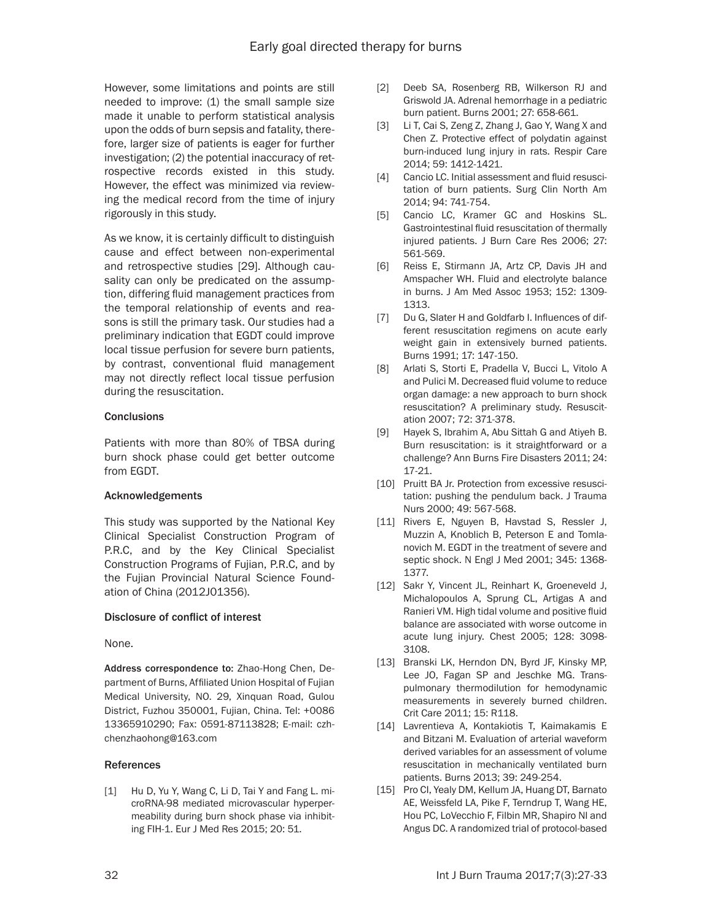However, some limitations and points are still needed to improve: (1) the small sample size made it unable to perform statistical analysis upon the odds of burn sepsis and fatality, therefore, larger size of patients is eager for further investigation; (2) the potential inaccuracy of retrospective records existed in this study. However, the effect was minimized via reviewing the medical record from the time of injury rigorously in this study.

As we know, it is certainly difficult to distinguish cause and effect between non-experimental and retrospective studies [29]. Although causality can only be predicated on the assumption, differing fluid management practices from the temporal relationship of events and reasons is still the primary task. Our studies had a preliminary indication that EGDT could improve local tissue perfusion for severe burn patients, by contrast, conventional fluid management may not directly reflect local tissue perfusion during the resuscitation.

### Conclusions

Patients with more than 80% of TBSA during burn shock phase could get better outcome from EGDT.

### Acknowledgements

This study was supported by the National Key Clinical Specialist Construction Program of P.R.C, and by the Key Clinical Specialist Construction Programs of Fujian, P.R.C, and by the Fujian Provincial Natural Science Foundation of China (2012J01356).

### Disclosure of conflict of interest

None.

**Address correspondence to:** Zhao-Hong Chen, Department of Burns, Affiliated Union Hospital of Fujian Medical University, NO. 29, Xinquan Road, Gulou District, Fuzhou 350001, Fujian, China. Tel: +0086 13365910290; Fax: 0591-87113828; E-mail: czhchenzhaohong@163.com

### References

[1] Hu D, Yu Y, Wang C, Li D, Tai Y and Fang L. microRNA-98 mediated microvascular hyperpermeability during burn shock phase via inhibiting FIH-1. Eur J Med Res 2015; 20: 51.

[2] Deeb SA, Rosenberg RB, Wilkerson RJ and Griswold JA. Adrenal hemorrhage in a pediatric burn patient. Burns 2001; 27: 658-661.

[3] Li T, Cai S, Zeng Z, Zhang J, Gao Y, Wang X and Chen Z. Protective effect of polydatin against burn-induced lung injury in rats. Respir Care 2014; 59: 1412-1421.

[4] Cancio LC. Initial assessment and fluid resuscitation of burn patients. Surg Clin North Am 2014; 94: 741-754.

[5] Cancio LC, Kramer GC and Hoskins SL. Gastrointestinal fluid resuscitation of thermally injured patients. J Burn Care Res 2006; 27: 561-569.

[6] Reiss E, Stirmann JA, Artz CP, Davis JH and Amspacher WH. Fluid and electrolyte balance in burns. J Am Med Assoc 1953; 152: 1309-1313.

[7] Du G, Slater H and Goldfarb I. Influences of different resuscitation regimens on acute early weight gain in extensively burned patients. Burns 1991; 17: 147-150.

[8] Arlati S, Storti E, Pradella V, Bucci L, Vitolo A and Pulici M. Decreased fluid volume to reduce organ damage: a new approach to burn shock resuscitation? A preliminary study. Resuscitation 2007; 72: 371-378.

[9] Hayek S, Ibrahim A, Abu Sittah G and Atiyeh B. Burn resuscitation: is it straightforward or a challenge? Ann Burns Fire Disasters 2011; 24: 17-21.

[10] Pruitt BA Jr. Protection from excessive resuscitation: pushing the pendulum back. J Trauma Nurs 2000; 49: 567-568.

[11] Rivers E, Nguyen B, Havstad S, Ressler J, Muzzin A, Knoblich B, Peterson E and Tomlanovich M. EGDT in the treatment of severe and septic shock. N Engl J Med 2001; 345: 1368-1377.

[12] Sakr Y, Vincent JL, Reinhart K, Groeneveld J, Michalopoulos A, Sprung CL, Artigas A and Ranieri VM. High tidal volume and positive fluid balance are associated with worse outcome in acute lung injury. Chest 2005; 128: 3098-3108.

[13] Branski LK, Herndon DN, Byrd JF, Kinsky MP, Lee JO, Fagan SP and Jeschke MG. Transpulmonary thermodilution for hemodynamic measurements in severely burned children. Crit Care 2011; 15: R118.

[14] Lavrentieva A, Kontakiotis T, Kaimakamis E and Bitzani M. Evaluation of arterial waveform derived variables for an assessment of volume resuscitation in mechanically ventilated burn patients. Burns 2013; 39: 249-254.

[15] Pro CI, Yealy DM, Kellum JA, Huang DT, Barnato AE, Weissfeld LA, Pike F, Terndrup T, Wang HE, Hou PC, LoVecchio F, Filbin MR, Shapiro NI and Angus DC. A randomized trial of protocol-based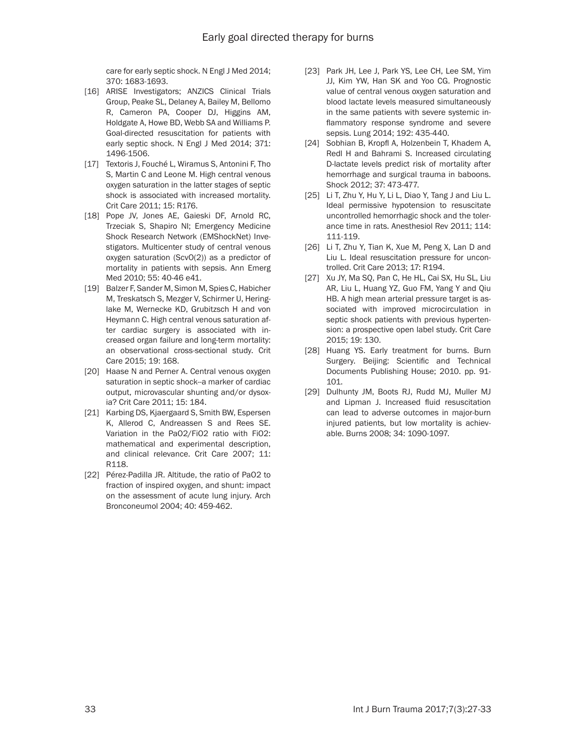care for early septic shock. N Engl J Med 2014; 370: 1683-1693.

[16] ARISE Investigators; ANZICS Clinical Trials Group, Peake SL, Delaney A, Bailey M, Bellomo R, Cameron PA, Cooper DJ, Higgins AM, Holdgate A, Howe BD, Webb SA and Williams P. Goal-directed resuscitation for patients with early septic shock. N Engl J Med 2014; 371: 1496-1506.

[17] Textoris J, Fouché L, Wiramus S, Antonini F, Tho S, Martin C and Leone M. High central venous oxygen saturation in the latter stages of septic shock is associated with increased mortality. Crit Care 2011; 15: R176.

[18] Pope JV, Jones AE, Gaieski DF, Arnold RC, Trzeciak S, Shapiro NI; Emergency Medicine Shock Research Network (EMShockNet) Investigators. Multicenter study of central venous oxygen saturation (ScvO(2)) as a predictor of mortality in patients with sepsis. Ann Emerg Med 2010; 55: 40-46 e41.

[19] Balzer F, Sander M, Simon M, Spies C, Habicher M, Treskatsch S, Mezger V, Schirmer U, Heringlake M, Wernecke KD, Grubitzsch H and von Heymann C. High central venous saturation after cardiac surgery is associated with increased organ failure and long-term mortality: an observational cross-sectional study. Crit Care 2015; 19: 168.

[20] Haase N and Perner A. Central venous oxygen saturation in septic shock--a marker of cardiac output, microvascular shunting and/or dysoxia? Crit Care 2011; 15: 184.

[21] Karbing DS, Kjaergaard S, Smith BW, Espersen K, Allerod C, Andreassen S and Rees SE. Variation in the PaO2/FiO2 ratio with FiO2: mathematical and experimental description, and clinical relevance. Crit Care 2007; 11: R118.

[22] Pérez-Padilla JR. Altitude, the ratio of PaO2 to fraction of inspired oxygen, and shunt: impact on the assessment of acute lung injury. Arch Bronconeumol 2004; 40: 459-462.

[23] Park JH, Lee J, Park YS, Lee CH, Lee SM, Yim JJ, Kim YW, Han SK and Yoo CG. Prognostic value of central venous oxygen saturation and blood lactate levels measured simultaneously in the same patients with severe systemic inflammatory response syndrome and severe sepsis. Lung 2014; 192: 435-440.

[24] Sobhian B, Kropfl A, Holzenbein T, Khadem A, Redl H and Bahrami S. Increased circulating D-lactate levels predict risk of mortality after hemorrhage and surgical trauma in baboons. Shock 2012; 37: 473-477.

[25] Li T, Zhu Y, Hu Y, Li L, Diao Y, Tang J and Liu L. Ideal permissive hypotension to resuscitate uncontrolled hemorrhagic shock and the tolerance time in rats. Anesthesiol Rev 2011; 114: 111-119.

[26] Li T, Zhu Y, Tian K, Xue M, Peng X, Lan D and Liu L. Ideal resuscitation pressure for uncontrolled. Crit Care 2013; 17: R194.

[27] Xu JY, Ma SQ, Pan C, He HL, Cai SX, Hu SL, Liu AR, Liu L, Huang YZ, Guo FM, Yang Y and Qiu HB. A high mean arterial pressure target is associated with improved microcirculation in septic shock patients with previous hypertension: a prospective open label study. Crit Care 2015; 19: 130.

[28] Huang YS. Early treatment for burns. Burn Surgery. Beijing: Scientific and Technical Documents Publishing House; 2010. pp. 91-101.

[29] Dulhunty JM, Boots RJ, Rudd MJ, Muller MJ and Lipman J. Increased fluid resuscitation can lead to adverse outcomes in major-burn injured patients, but low mortality is achievable. Burns 2008; 34: 1090-1097.